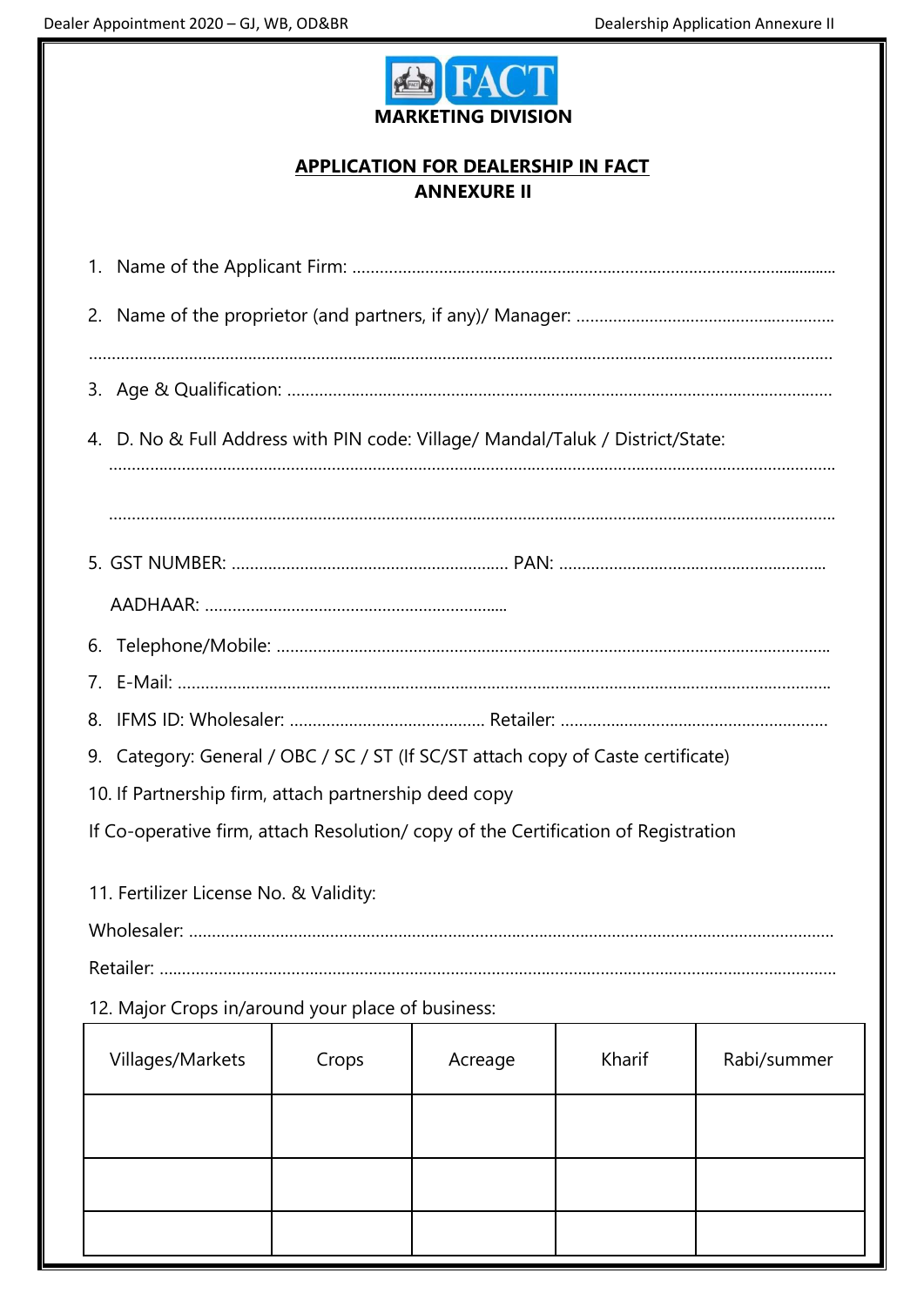**FACT**

**MARKETING DIVISION**

## APPLICATION FOR DEALERSHIP IN FACT

### ANNEXURE II

1. Name of the Applicant Firm: ..............................................................................................................
2. Name of the proprietor (and partners, if any)/ Manager: ........................................................

..........................................................................................................................................................

3. Age & Qualification: ......................................................................................................................
4. D. No & Full Address with PIN code: Village/ Mandal/Taluk / District/State:

..........................................................................................................................................................

..........................................................................................................................................................

5. GST NUMBER: ............................................................ PAN: ..........................................................

AADHAAR: ..................................................................

6. Telephone/Mobile: .........................................................................................................................
7. E-Mail: ..............................................................................................................................................
8. IFMS ID: Wholesaler: .......................................... Retailer: ..........................................................
9. Category: General / OBC / SC / ST (If SC/ST attach copy of Caste certificate)
10. If Partnership firm, attach partnership deed copy

If Co-operative firm, attach Resolution/ copy of the Certification of Registration

11. Fertilizer License No. & Validity:

Wholesaler: ...........................................................................................................................................

Retailer: ..................................................................................................................................................

12. Major Crops in/around your place of business:

| Villages/Markets | Crops | Acreage | Kharif | Rabi/summer |
|---|---|---|---|---|
| | | | | |
| | | | | |
| | | | | |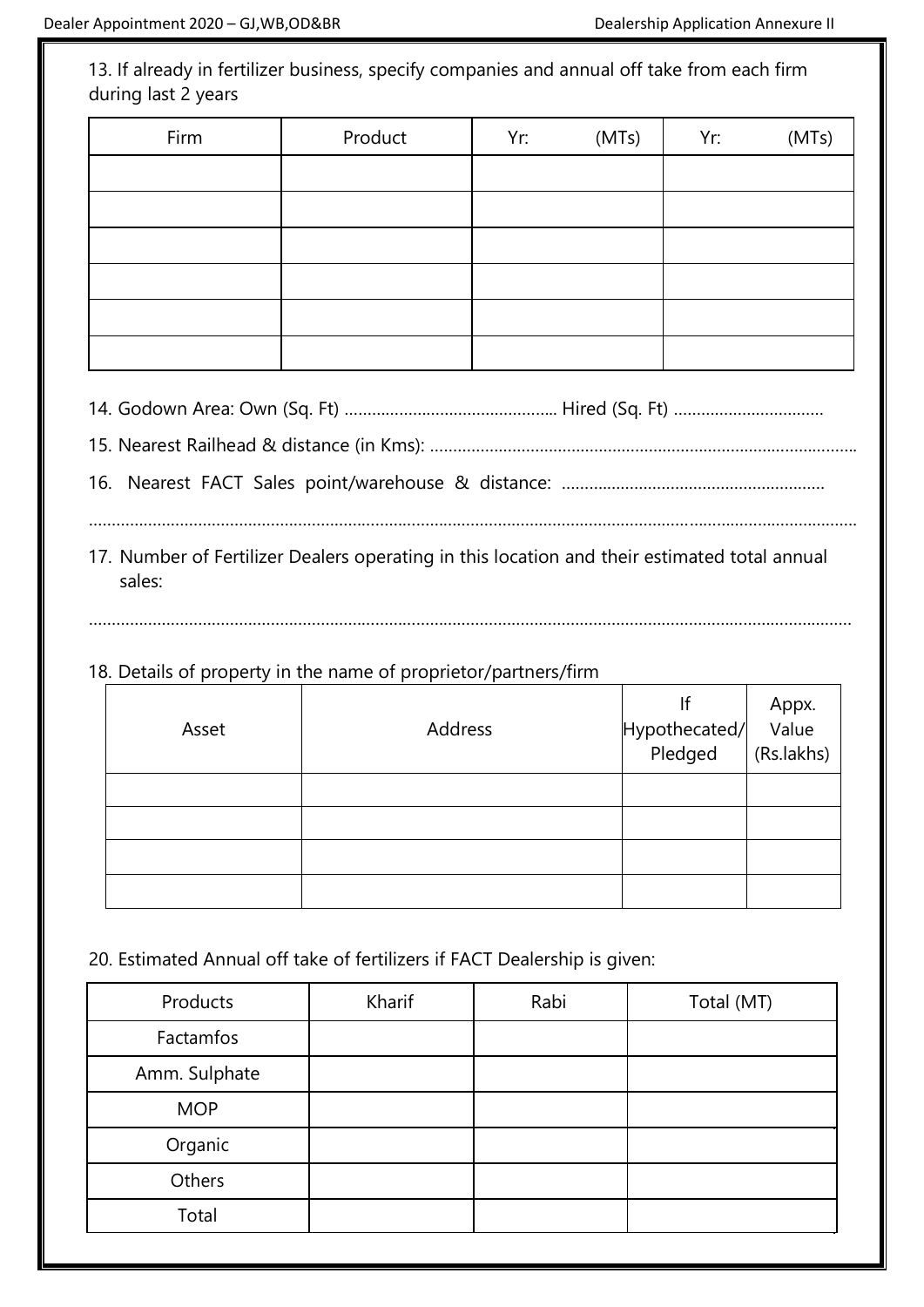13. If already in fertilizer business, specify companies and annual off take from each firm during last 2 years

| Firm | Product | Yr: (MTs) | Yr: (MTs) |
|---|---|---|---|
| | | | |
| | | | |
| | | | |
| | | | |
| | | | |
| | | | |

14. Godown Area: Own (Sq. Ft) .............................................. Hired (Sq. Ft) ................................

15. Nearest Railhead & distance (in Kms): ..............................................................................................

16. Nearest FACT Sales point/warehouse & distance: .........................................................

......................................................................................................................................................................

17. Number of Fertilizer Dealers operating in this location and their estimated total annual sales:

......................................................................................................................................................................

18. Details of property in the name of proprietor/partners/firm

| Asset | Address | If Hypothecated/ Pledged | Appx. Value (Rs.lakhs) |
|---|---|---|---|
| | | | |
| | | | |
| | | | |
| | | | |

20. Estimated Annual off take of fertilizers if FACT Dealership is given:

| Products | Kharif | Rabi | Total (MT) |
|---|---|---|---|
| Factamfos | | | |
| Amm. Sulphate | | | |
| MOP | | | |
| Organic | | | |
| Others | | | |
| Total | | | |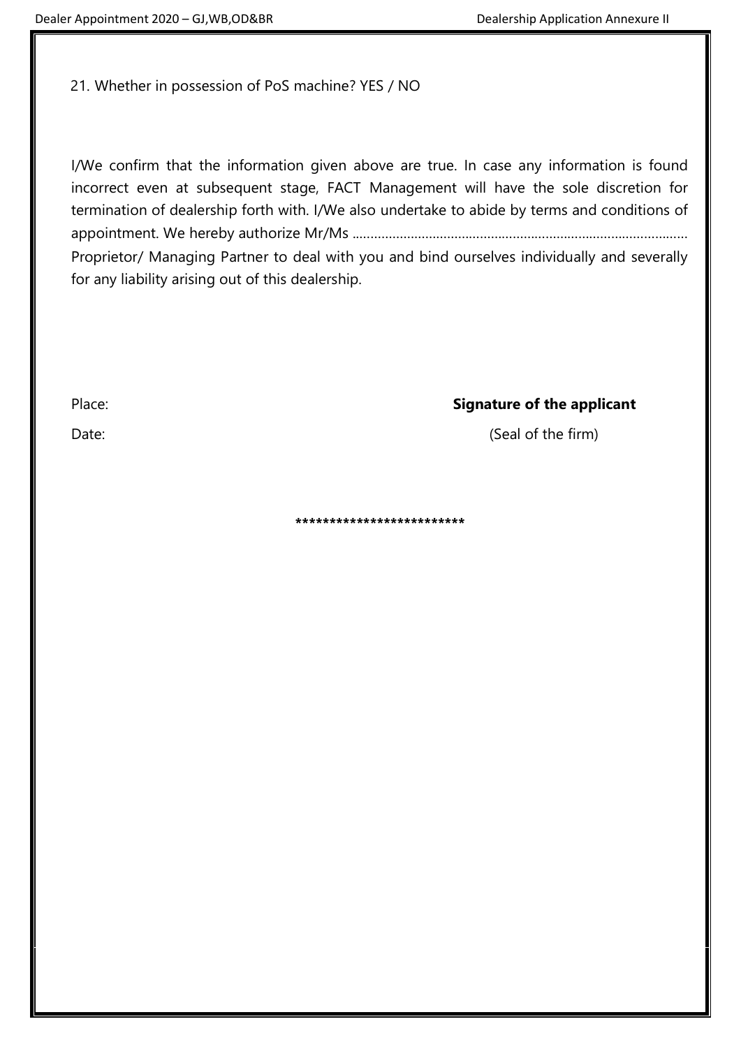21. Whether in possession of PoS machine? YES / NO

I/We confirm that the information given above are true. In case any information is found incorrect even at subsequent stage, FACT Management will have the sole discretion for termination of dealership forth with. I/We also undertake to abide by terms and conditions of appointment. We hereby authorize Mr/Ms .......................................................................................... Proprietor/ Managing Partner to deal with you and bind ourselves individually and severally for any liability arising out of this dealership.

Place: **Signature of the applicant**

Date: (Seal of the firm)

*************************